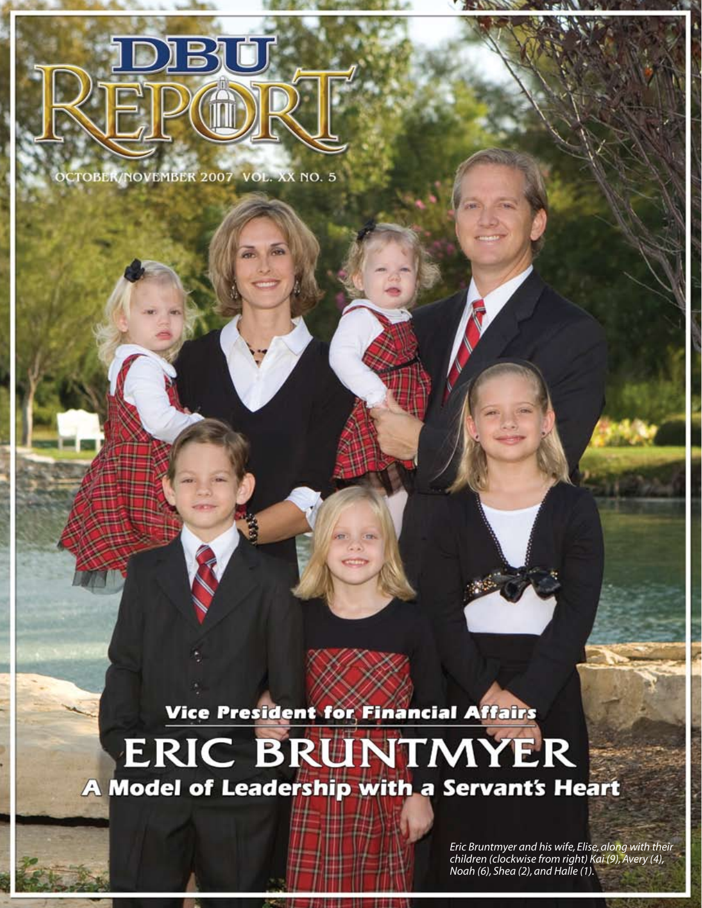# DBU REPORT

OCTOBER/NOVEMBER 2007 VOL. XX NO. 5

### Vice President for Financial Affairs

# ERIC BRUNTMYER

## A Model of Leadership with a Servant's Heart

*Eric Bruntmyer and his wife, Elise, along with their children (clockwise from right) Kai (9), Avery (4), Noah (6), Shea (2), and Halle (1).*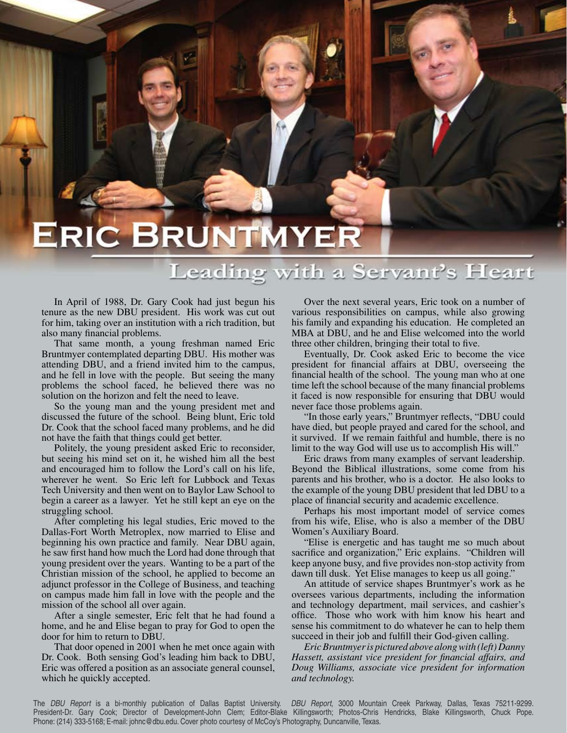# Eric Bruntmyer

## Leading with a Servant's Heart

In April of 1988, Dr. Gary Cook had just begun his tenure as the new DBU president. His work was cut out for him, taking over an institution with a rich tradition, but also many financial problems.

That same month, a young freshman named Eric Bruntmyer contemplated departing DBU. His mother was attending DBU, and a friend invited him to the campus, and he fell in love with the people. But seeing the many problems the school faced, he believed there was no solution on the horizon and felt the need to leave.

So the young man and the young president met and discussed the future of the school. Being blunt, Eric told Dr. Cook that the school faced many problems, and he did not have the faith that things could get better.

Politely, the young president asked Eric to reconsider, but seeing his mind set on it, he wished him all the best and encouraged him to follow the Lord's call on his life, wherever he went. So Eric left for Lubbock and Texas Tech University and then went on to Baylor Law School to begin a career as a lawyer. Yet he still kept an eye on the struggling school.

After completing his legal studies, Eric moved to the Dallas-Fort Worth Metroplex, now married to Elise and beginning his own practice and family. Near DBU again, he saw first hand how much the Lord had done through that young president over the years. Wanting to be a part of the Christian mission of the school, he applied to become an adjunct professor in the College of Business, and teaching on campus made him fall in love with the people and the mission of the school all over again.

After a single semester, Eric felt that he had found a home, and he and Elise began to pray for God to open the door for him to return to DBU.

That door opened in 2001 when he met once again with Dr. Cook. Both sensing God's leading him back to DBU, Eric was offered a position as an associate general counsel, which he quickly accepted.

Over the next several years, Eric took on a number of various responsibilities on campus, while also growing his family and expanding his education. He completed an MBA at DBU, and he and Elise welcomed into the world three other children, bringing their total to five.

Eventually, Dr. Cook asked Eric to become the vice president for financial affairs at DBU, overseeing the financial health of the school. The young man who at one time left the school because of the many financial problems it faced is now responsible for ensuring that DBU would never face those problems again.

"In those early years," Bruntmyer reflects, "DBU could have died, but people prayed and cared for the school, and it survived. If we remain faithful and humble, there is no limit to the way God will use us to accomplish His will."

Eric draws from many examples of servant leadership. Beyond the Biblical illustrations, some come from his parents and his brother, who is a doctor. He also looks to the example of the young DBU president that led DBU to a place of financial security and academic excellence.

Perhaps his most important model of service comes from his wife, Elise, who is also a member of the DBU Women's Auxiliary Board.

"Elise is energetic and has taught me so much about sacrifice and organization," Eric explains. "Children will keep anyone busy, and five provides non-stop activity from dawn till dusk. Yet Elise manages to keep us all going."

An attitude of service shapes Bruntmyer's work as he oversees various departments, including the information and technology department, mail services, and cashier's office. Those who work with him know his heart and sense his commitment to do whatever he can to help them succeed in their job and fulfill their God-given calling.

*Eric Bruntmyer is pictured above along with (left) Danny Hassett, assistant vice president for financial affairs, and Doug Williams, associate vice president for information and technology.*

The *DBU Report* is a bi-monthly publication of Dallas Baptist University. *DBU Report*, 3000 Mountain Creek Parkway, Dallas, Texas 75211-9299. President-Dr. Gary Cook; Director of Development-John Clem; Editor-Blake Killingsworth; Photos-Chris Hendricks, Blake Killingsworth, Chuck Pope. Phone: (214) 333-5168; E-mail: johnc@dbu.edu. Cover photo courtesy of McCoy's Photography, Duncanville, Texas.